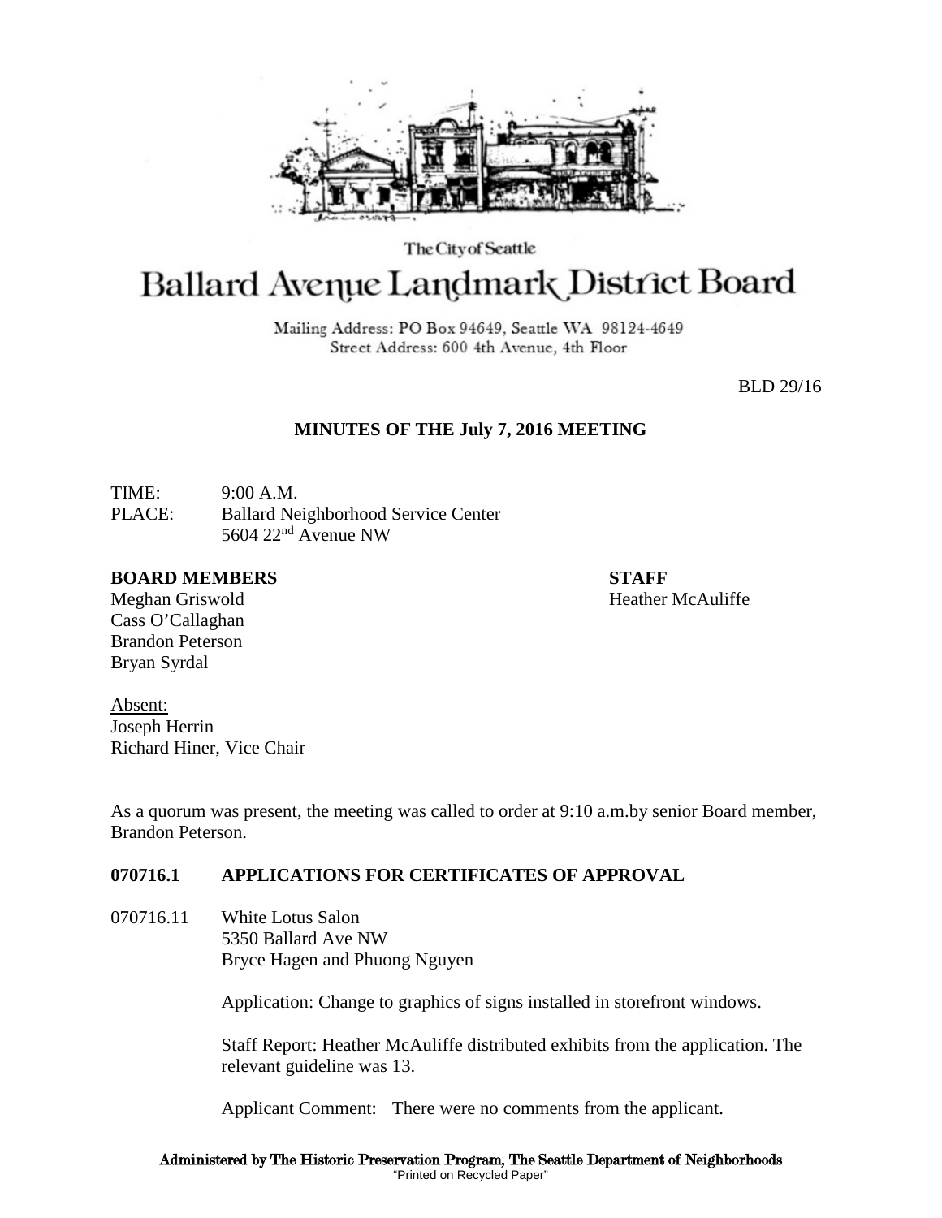The City of Seattle

# Ballard Avenue Landmark District Board

Mailing Address: PO Box 94649, Seattle WA 98124-4649
Street Address: 600 4th Avenue, 4th Floor

BLD 29/16

## MINUTES OF THE July 7, 2016 MEETING

TIME: 9:00 A.M.
PLACE: Ballard Neighborhood Service Center
5604 22nd Avenue NW

**BOARD MEMBERS**
Meghan Griswold
Cass O'Callaghan
Brandon Peterson
Bryan Syrdal

**STAFF**
Heather McAuliffe

Absent:
Joseph Herrin
Richard Hiner, Vice Chair

As a quorum was present, the meeting was called to order at 9:10 a.m.by senior Board member, Brandon Peterson.

### 070716.1 APPLICATIONS FOR CERTIFICATES OF APPROVAL

070716.11 White Lotus Salon
5350 Ballard Ave NW
Bryce Hagen and Phuong Nguyen

Application: Change to graphics of signs installed in storefront windows.

Staff Report: Heather McAuliffe distributed exhibits from the application. The relevant guideline was 13.

Applicant Comment: There were no comments from the applicant.

Administered by The Historic Preservation Program, The Seattle Department of Neighborhoods
"Printed on Recycled Paper"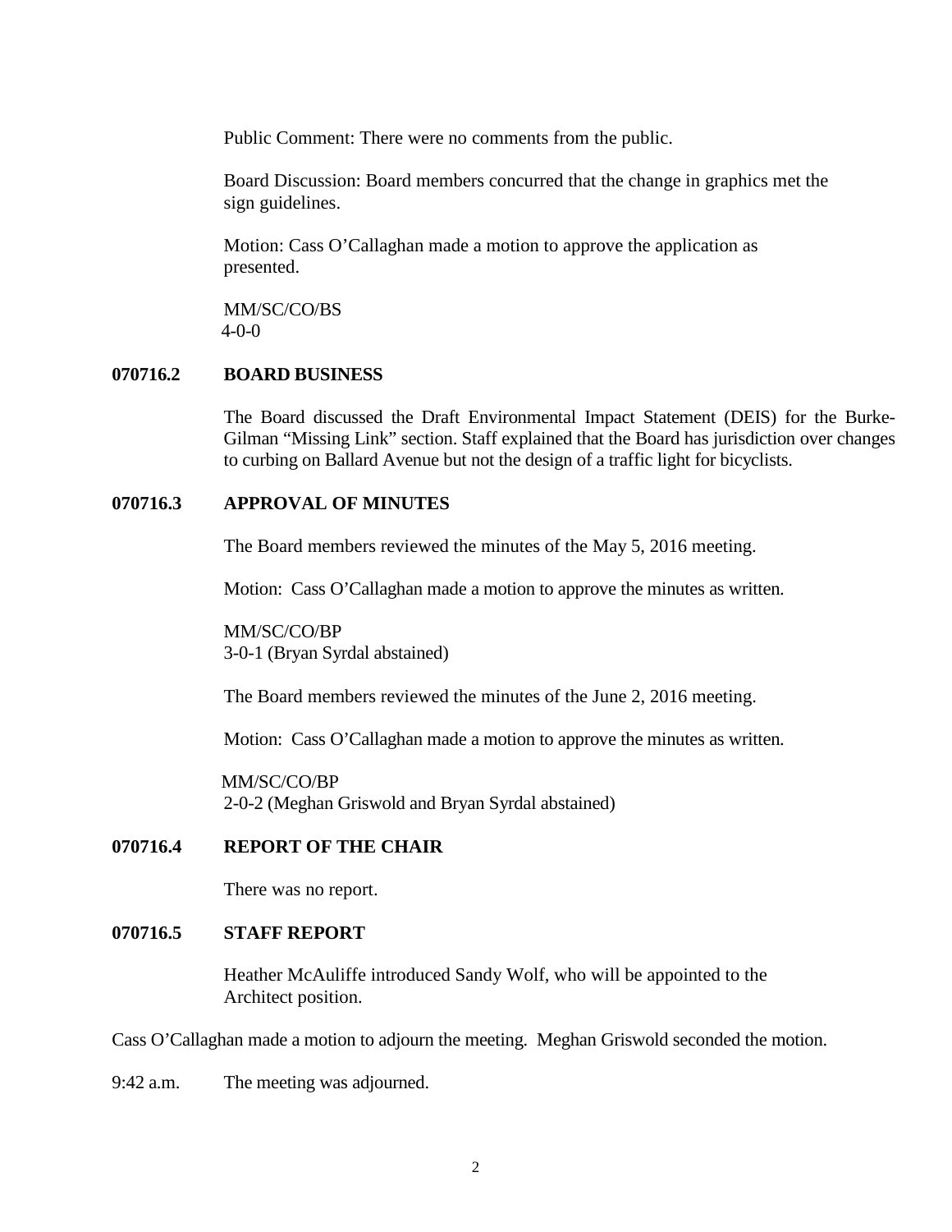Public Comment: There were no comments from the public.

Board Discussion: Board members concurred that the change in graphics met the sign guidelines.

Motion: Cass O'Callaghan made a motion to approve the application as presented.

MM/SC/CO/BS
4-0-0

**070716.2 BOARD BUSINESS**

The Board discussed the Draft Environmental Impact Statement (DEIS) for the Burke-Gilman "Missing Link" section. Staff explained that the Board has jurisdiction over changes to curbing on Ballard Avenue but not the design of a traffic light for bicyclists.

**070716.3 APPROVAL OF MINUTES**

The Board members reviewed the minutes of the May 5, 2016 meeting.

Motion: Cass O'Callaghan made a motion to approve the minutes as written.

MM/SC/CO/BP
3-0-1 (Bryan Syrdal abstained)

The Board members reviewed the minutes of the June 2, 2016 meeting.

Motion: Cass O'Callaghan made a motion to approve the minutes as written.

MM/SC/CO/BP
2-0-2 (Meghan Griswold and Bryan Syrdal abstained)

**070716.4 REPORT OF THE CHAIR**

There was no report.

**070716.5 STAFF REPORT**

Heather McAuliffe introduced Sandy Wolf, who will be appointed to the Architect position.

Cass O'Callaghan made a motion to adjourn the meeting. Meghan Griswold seconded the motion.

9:42 a.m. The meeting was adjourned.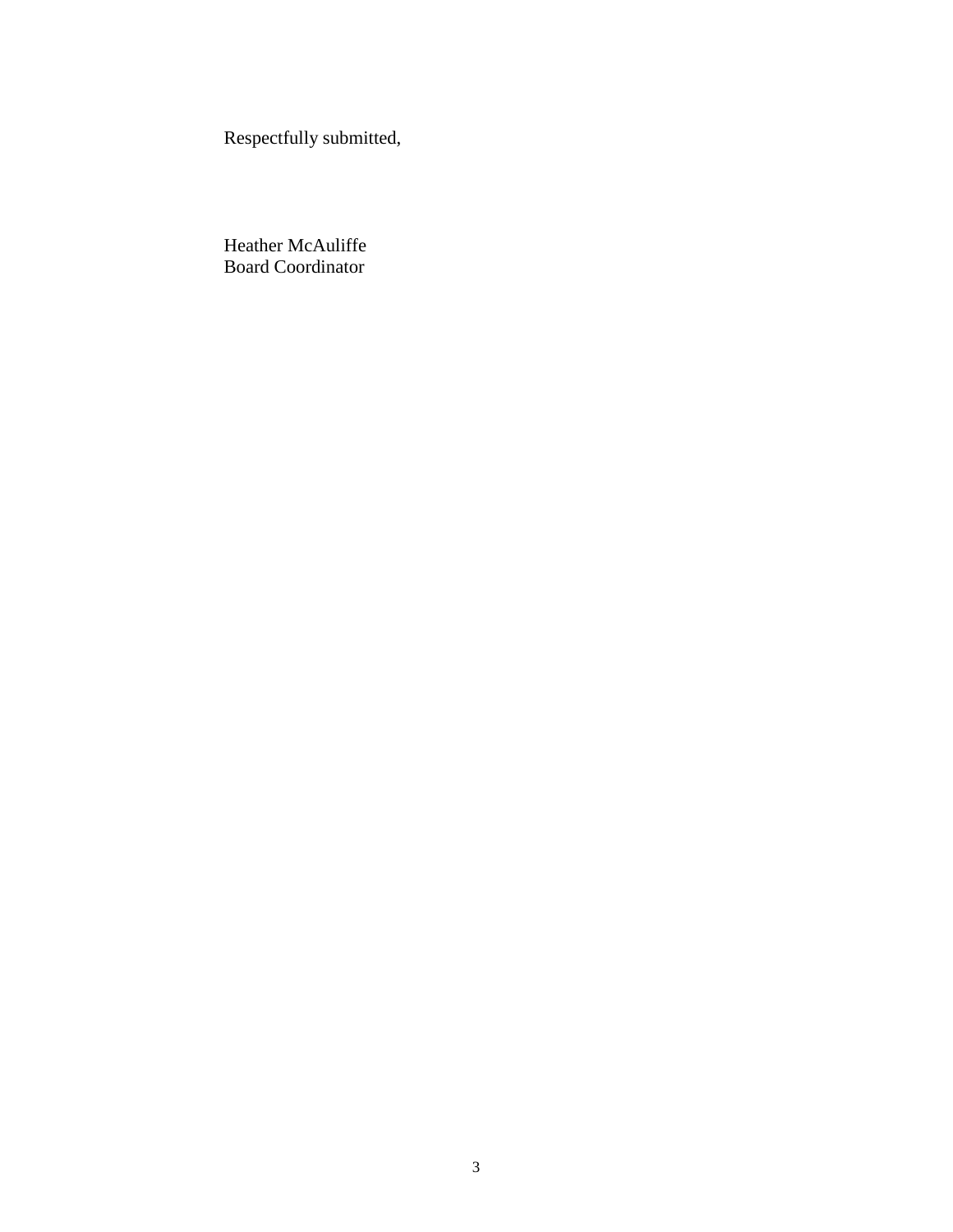Respectfully submitted,

Heather McAuliffe
Board Coordinator